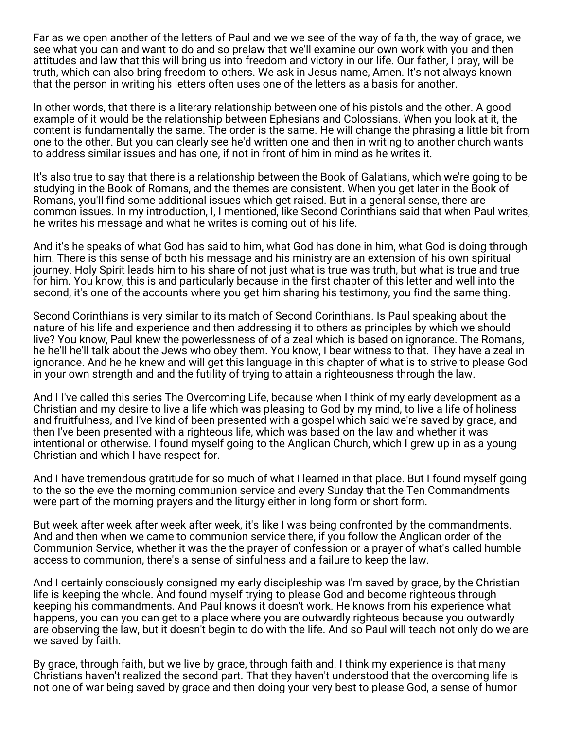Far as we open another of the letters of Paul and we we see of the way of faith, the way of grace, we see what you can and want to do and so prelaw that we'll examine our own work with you and then attitudes and law that this will bring us into freedom and victory in our life. Our father, I pray, will be truth, which can also bring freedom to others. We ask in Jesus name, Amen. It's not always known that the person in writing his letters often uses one of the letters as a basis for another.

In other words, that there is a literary relationship between one of his pistols and the other. A good example of it would be the relationship between Ephesians and Colossians. When you look at it, the content is fundamentally the same. The order is the same. He will change the phrasing a little bit from one to the other. But you can clearly see he'd written one and then in writing to another church wants to address similar issues and has one, if not in front of him in mind as he writes it.

It's also true to say that there is a relationship between the Book of Galatians, which we're going to be studying in the Book of Romans, and the themes are consistent. When you get later in the Book of Romans, you'll find some additional issues which get raised. But in a general sense, there are common issues. In my introduction, I, I mentioned, like Second Corinthians said that when Paul writes, he writes his message and what he writes is coming out of his life.

And it's he speaks of what God has said to him, what God has done in him, what God is doing through him. There is this sense of both his message and his ministry are an extension of his own spiritual journey. Holy Spirit leads him to his share of not just what is true was truth, but what is true and true for him. You know, this is and particularly because in the first chapter of this letter and well into the second, it's one of the accounts where you get him sharing his testimony, you find the same thing.

Second Corinthians is very similar to its match of Second Corinthians. Is Paul speaking about the nature of his life and experience and then addressing it to others as principles by which we should live? You know, Paul knew the powerlessness of of a zeal which is based on ignorance. The Romans, he he'll he'll talk about the Jews who obey them. You know, I bear witness to that. They have a zeal in ignorance. And he he knew and will get this language in this chapter of what is to strive to please God in your own strength and and the futility of trying to attain a righteousness through the law.

And I I've called this series The Overcoming Life, because when I think of my early development as a Christian and my desire to live a life which was pleasing to God by my mind, to live a life of holiness and fruitfulness, and I've kind of been presented with a gospel which said we're saved by grace, and then I've been presented with a righteous life, which was based on the law and whether it was intentional or otherwise. I found myself going to the Anglican Church, which I grew up in as a young Christian and which I have respect for.

And I have tremendous gratitude for so much of what I learned in that place. But I found myself going to the so the eve the morning communion service and every Sunday that the Ten Commandments were part of the morning prayers and the liturgy either in long form or short form.

But week after week after week after week, it's like I was being confronted by the commandments. And and then when we came to communion service there, if you follow the Anglican order of the Communion Service, whether it was the the prayer of confession or a prayer of what's called humble access to communion, there's a sense of sinfulness and a failure to keep the law.

And I certainly consciously consigned my early discipleship was I'm saved by grace, by the Christian life is keeping the whole. And found myself trying to please God and become righteous through keeping his commandments. And Paul knows it doesn't work. He knows from his experience what happens, you can you can get to a place where you are outwardly righteous because you outwardly are observing the law, but it doesn't begin to do with the life. And so Paul will teach not only do we are we saved by faith.

By grace, through faith, but we live by grace, through faith and. I think my experience is that many Christians haven't realized the second part. That they haven't understood that the overcoming life is not one of war being saved by grace and then doing your very best to please God, a sense of humor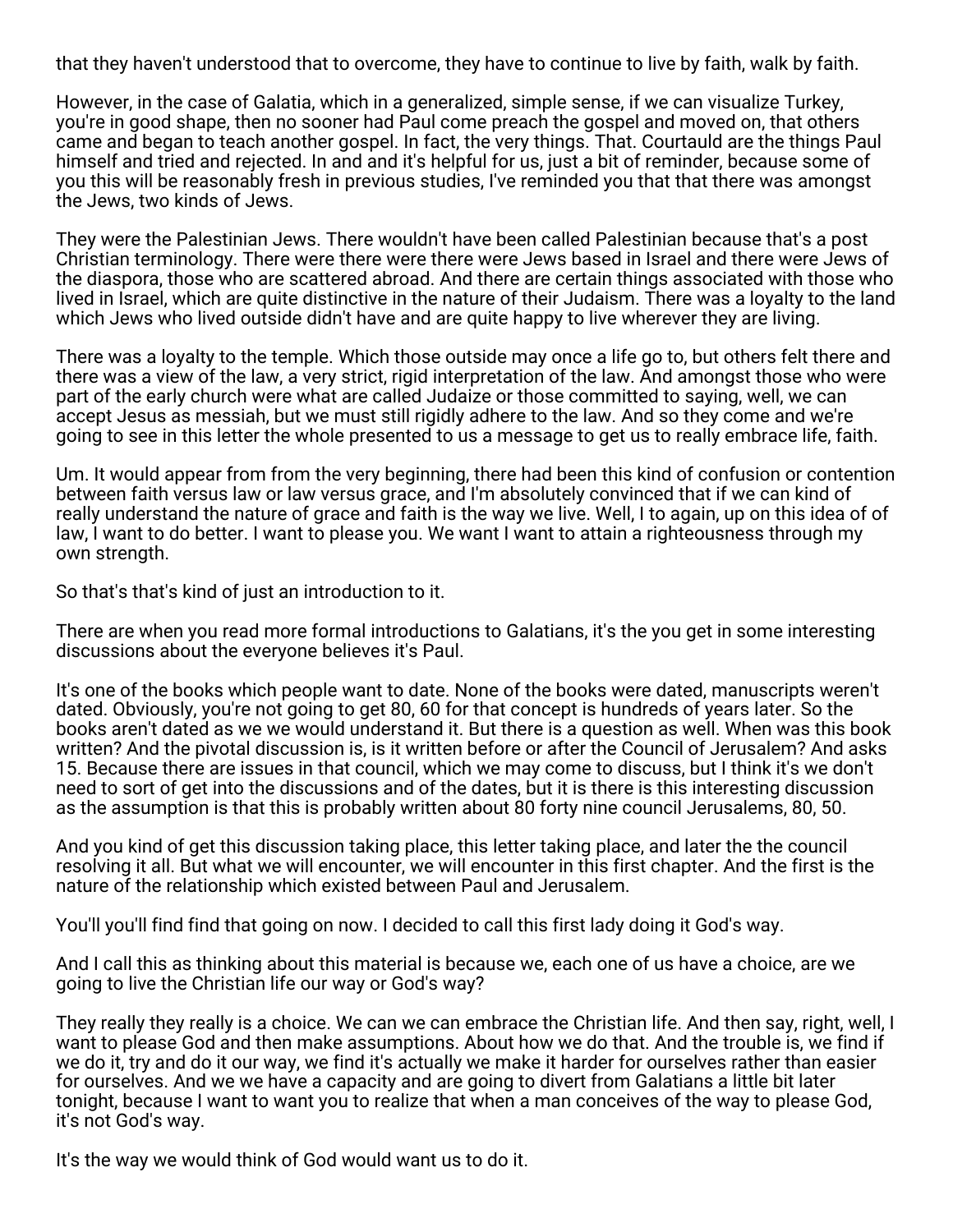that they haven't understood that to overcome, they have to continue to live by faith, walk by faith.

However, in the case of Galatia, which in a generalized, simple sense, if we can visualize Turkey, you're in good shape, then no sooner had Paul come preach the gospel and moved on, that others came and began to teach another gospel. In fact, the very things. That. Courtauld are the things Paul himself and tried and rejected. In and and it's helpful for us, just a bit of reminder, because some of you this will be reasonably fresh in previous studies, I've reminded you that that there was amongst the Jews, two kinds of Jews.

They were the Palestinian Jews. There wouldn't have been called Palestinian because that's a post Christian terminology. There were there were there were Jews based in Israel and there were Jews of the diaspora, those who are scattered abroad. And there are certain things associated with those who lived in Israel, which are quite distinctive in the nature of their Judaism. There was a loyalty to the land which Jews who lived outside didn't have and are quite happy to live wherever they are living.

There was a loyalty to the temple. Which those outside may once a life go to, but others felt there and there was a view of the law, a very strict, rigid interpretation of the law. And amongst those who were part of the early church were what are called Judaize or those committed to saying, well, we can accept Jesus as messiah, but we must still rigidly adhere to the law. And so they come and we're going to see in this letter the whole presented to us a message to get us to really embrace life, faith.

Um. It would appear from from the very beginning, there had been this kind of confusion or contention between faith versus law or law versus grace, and I'm absolutely convinced that if we can kind of really understand the nature of grace and faith is the way we live. Well, I to again, up on this idea of of law, I want to do better. I want to please you. We want I want to attain a righteousness through my own strength.

So that's that's kind of just an introduction to it.

There are when you read more formal introductions to Galatians, it's the you get in some interesting discussions about the everyone believes it's Paul.

It's one of the books which people want to date. None of the books were dated, manuscripts weren't dated. Obviously, you're not going to get 80, 60 for that concept is hundreds of years later. So the books aren't dated as we we would understand it. But there is a question as well. When was this book written? And the pivotal discussion is, is it written before or after the Council of Jerusalem? And asks 15. Because there are issues in that council, which we may come to discuss, but I think it's we don't need to sort of get into the discussions and of the dates, but it is there is this interesting discussion as the assumption is that this is probably written about 80 forty nine council Jerusalems, 80, 50.

And you kind of get this discussion taking place, this letter taking place, and later the the council resolving it all. But what we will encounter, we will encounter in this first chapter. And the first is the nature of the relationship which existed between Paul and Jerusalem.

You'll you'll find find that going on now. I decided to call this first lady doing it God's way.

And I call this as thinking about this material is because we, each one of us have a choice, are we going to live the Christian life our way or God's way?

They really they really is a choice. We can we can embrace the Christian life. And then say, right, well, I want to please God and then make assumptions. About how we do that. And the trouble is, we find if we do it, try and do it our way, we find it's actually we make it harder for ourselves rather than easier for ourselves. And we we have a capacity and are going to divert from Galatians a little bit later tonight, because I want to want you to realize that when a man conceives of the way to please God, it's not God's way.

It's the way we would think of God would want us to do it.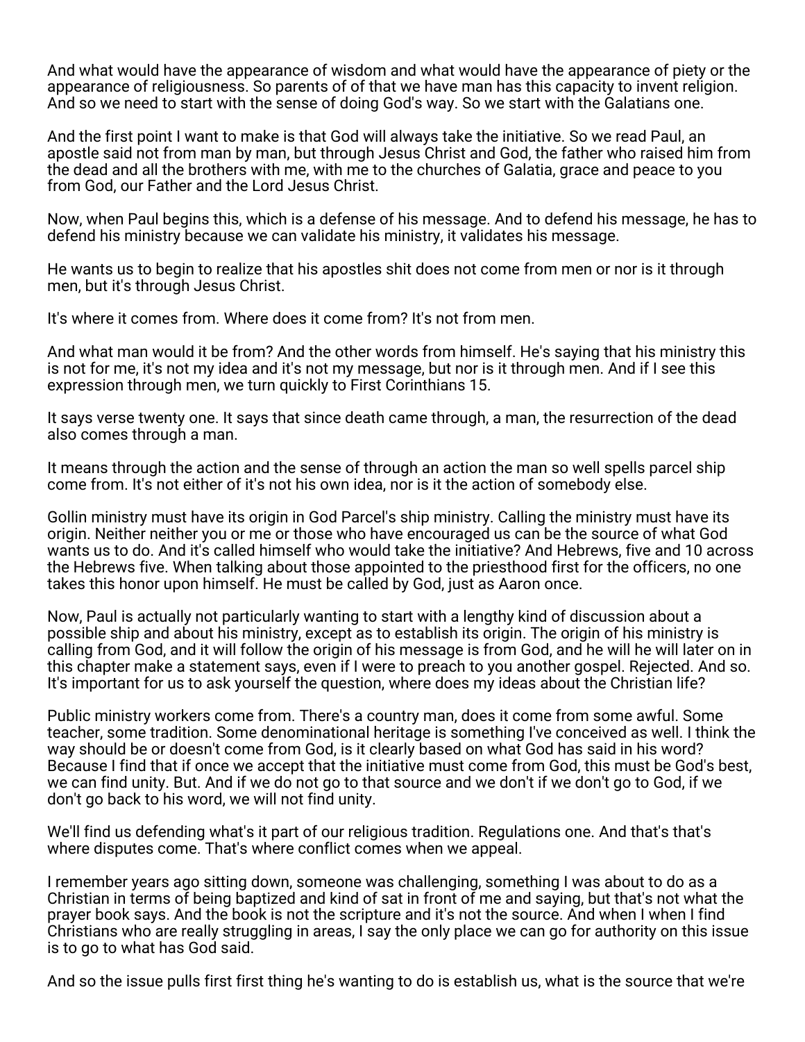And what would have the appearance of wisdom and what would have the appearance of piety or the appearance of religiousness. So parents of of that we have man has this capacity to invent religion. And so we need to start with the sense of doing God's way. So we start with the Galatians one.

And the first point I want to make is that God will always take the initiative. So we read Paul, an apostle said not from man by man, but through Jesus Christ and God, the father who raised him from the dead and all the brothers with me, with me to the churches of Galatia, grace and peace to you from God, our Father and the Lord Jesus Christ.

Now, when Paul begins this, which is a defense of his message. And to defend his message, he has to defend his ministry because we can validate his ministry, it validates his message.

He wants us to begin to realize that his apostles shit does not come from men or nor is it through men, but it's through Jesus Christ.

It's where it comes from. Where does it come from? It's not from men.

And what man would it be from? And the other words from himself. He's saying that his ministry this is not for me, it's not my idea and it's not my message, but nor is it through men. And if I see this expression through men, we turn quickly to First Corinthians 15.

It says verse twenty one. It says that since death came through, a man, the resurrection of the dead also comes through a man.

It means through the action and the sense of through an action the man so well spells parcel ship come from. It's not either of it's not his own idea, nor is it the action of somebody else.

Gollin ministry must have its origin in God Parcel's ship ministry. Calling the ministry must have its origin. Neither neither you or me or those who have encouraged us can be the source of what God wants us to do. And it's called himself who would take the initiative? And Hebrews, five and 10 across the Hebrews five. When talking about those appointed to the priesthood first for the officers, no one takes this honor upon himself. He must be called by God, just as Aaron once.

Now, Paul is actually not particularly wanting to start with a lengthy kind of discussion about a possible ship and about his ministry, except as to establish its origin. The origin of his ministry is calling from God, and it will follow the origin of his message is from God, and he will he will later on in this chapter make a statement says, even if I were to preach to you another gospel. Rejected. And so. It's important for us to ask yourself the question, where does my ideas about the Christian life?

Public ministry workers come from. There's a country man, does it come from some awful. Some teacher, some tradition. Some denominational heritage is something I've conceived as well. I think the way should be or doesn't come from God, is it clearly based on what God has said in his word? Because I find that if once we accept that the initiative must come from God, this must be God's best, we can find unity. But. And if we do not go to that source and we don't if we don't go to God, if we don't go back to his word, we will not find unity.

We'll find us defending what's it part of our religious tradition. Regulations one. And that's that's where disputes come. That's where conflict comes when we appeal.

I remember years ago sitting down, someone was challenging, something I was about to do as a Christian in terms of being baptized and kind of sat in front of me and saying, but that's not what the prayer book says. And the book is not the scripture and it's not the source. And when I when I find Christians who are really struggling in areas, I say the only place we can go for authority on this issue is to go to what has God said.

And so the issue pulls first first thing he's wanting to do is establish us, what is the source that we're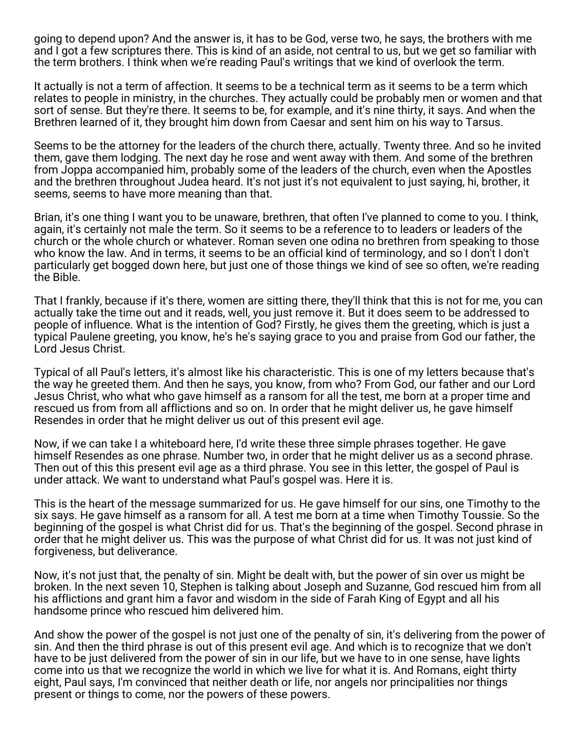going to depend upon? And the answer is, it has to be God, verse two, he says, the brothers with me and I got a few scriptures there. This is kind of an aside, not central to us, but we get so familiar with the term brothers. I think when we're reading Paul's writings that we kind of overlook the term.

It actually is not a term of affection. It seems to be a technical term as it seems to be a term which relates to people in ministry, in the churches. They actually could be probably men or women and that sort of sense. But they're there. It seems to be, for example, and it's nine thirty, it says. And when the Brethren learned of it, they brought him down from Caesar and sent him on his way to Tarsus.

Seems to be the attorney for the leaders of the church there, actually. Twenty three. And so he invited them, gave them lodging. The next day he rose and went away with them. And some of the brethren from Joppa accompanied him, probably some of the leaders of the church, even when the Apostles and the brethren throughout Judea heard. It's not just it's not equivalent to just saying, hi, brother, it seems, seems to have more meaning than that.

Brian, it's one thing I want you to be unaware, brethren, that often I've planned to come to you. I think, again, it's certainly not male the term. So it seems to be a reference to to leaders or leaders of the church or the whole church or whatever. Roman seven one odina no brethren from speaking to those who know the law. And in terms, it seems to be an official kind of terminology, and so I don't I don't particularly get bogged down here, but just one of those things we kind of see so often, we're reading the Bible.

That I frankly, because if it's there, women are sitting there, they'll think that this is not for me, you can actually take the time out and it reads, well, you just remove it. But it does seem to be addressed to people of influence. What is the intention of God? Firstly, he gives them the greeting, which is just a typical Paulene greeting, you know, he's he's saying grace to you and praise from God our father, the Lord Jesus Christ.

Typical of all Paul's letters, it's almost like his characteristic. This is one of my letters because that's the way he greeted them. And then he says, you know, from who? From God, our father and our Lord Jesus Christ, who what who gave himself as a ransom for all the test, me born at a proper time and rescued us from from all afflictions and so on. In order that he might deliver us, he gave himself Resendes in order that he might deliver us out of this present evil age.

Now, if we can take I a whiteboard here, I'd write these three simple phrases together. He gave himself Resendes as one phrase. Number two, in order that he might deliver us as a second phrase. Then out of this this present evil age as a third phrase. You see in this letter, the gospel of Paul is under attack. We want to understand what Paul's gospel was. Here it is.

This is the heart of the message summarized for us. He gave himself for our sins, one Timothy to the six says. He gave himself as a ransom for all. A test me born at a time when Timothy Toussie. So the beginning of the gospel is what Christ did for us. That's the beginning of the gospel. Second phrase in order that he might deliver us. This was the purpose of what Christ did for us. It was not just kind of forgiveness, but deliverance.

Now, it's not just that, the penalty of sin. Might be dealt with, but the power of sin over us might be broken. In the next seven 10, Stephen is talking about Joseph and Suzanne, God rescued him from all his afflictions and grant him a favor and wisdom in the side of Farah King of Egypt and all his handsome prince who rescued him delivered him.

And show the power of the gospel is not just one of the penalty of sin, it's delivering from the power of sin. And then the third phrase is out of this present evil age. And which is to recognize that we don't have to be just delivered from the power of sin in our life, but we have to in one sense, have lights come into us that we recognize the world in which we live for what it is. And Romans, eight thirty eight, Paul says, I'm convinced that neither death or life, nor angels nor principalities nor things present or things to come, nor the powers of these powers.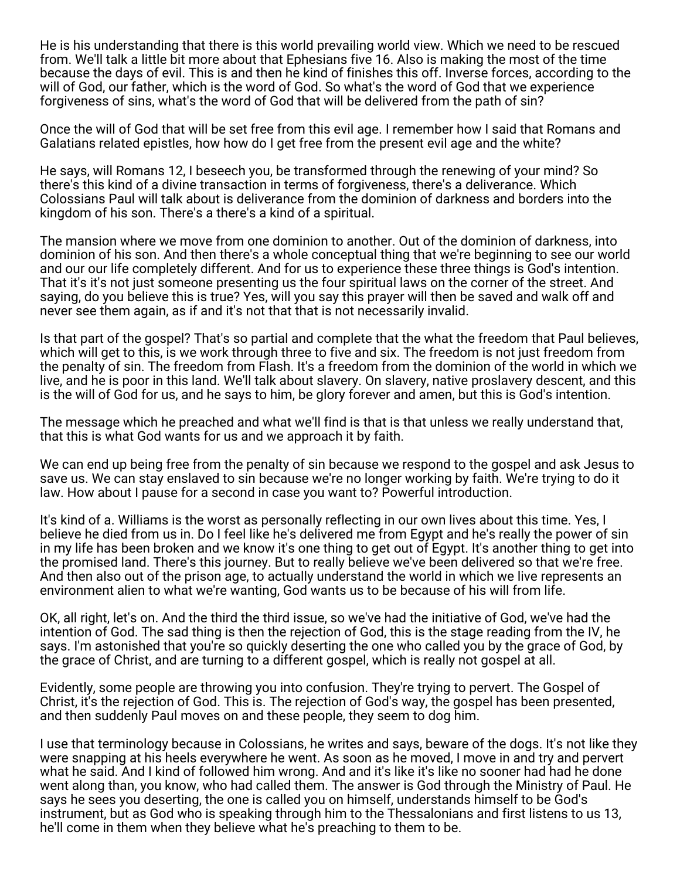He is his understanding that there is this world prevailing world view. Which we need to be rescued from. We'll talk a little bit more about that Ephesians five 16. Also is making the most of the time because the days of evil. This is and then he kind of finishes this off. Inverse forces, according to the will of God, our father, which is the word of God. So what's the word of God that we experience forgiveness of sins, what's the word of God that will be delivered from the path of sin?

Once the will of God that will be set free from this evil age. I remember how I said that Romans and Galatians related epistles, how how do I get free from the present evil age and the white?

He says, will Romans 12, I beseech you, be transformed through the renewing of your mind? So there's this kind of a divine transaction in terms of forgiveness, there's a deliverance. Which Colossians Paul will talk about is deliverance from the dominion of darkness and borders into the kingdom of his son. There's a there's a kind of a spiritual.

The mansion where we move from one dominion to another. Out of the dominion of darkness, into dominion of his son. And then there's a whole conceptual thing that we're beginning to see our world and our our life completely different. And for us to experience these three things is God's intention. That it's it's not just someone presenting us the four spiritual laws on the corner of the street. And saying, do you believe this is true? Yes, will you say this prayer will then be saved and walk off and never see them again, as if and it's not that that is not necessarily invalid.

Is that part of the gospel? That's so partial and complete that the what the freedom that Paul believes, which will get to this, is we work through three to five and six. The freedom is not just freedom from the penalty of sin. The freedom from Flash. It's a freedom from the dominion of the world in which we live, and he is poor in this land. We'll talk about slavery. On slavery, native proslavery descent, and this is the will of God for us, and he says to him, be glory forever and amen, but this is God's intention.

The message which he preached and what we'll find is that is that unless we really understand that, that this is what God wants for us and we approach it by faith.

We can end up being free from the penalty of sin because we respond to the gospel and ask Jesus to save us. We can stay enslaved to sin because we're no longer working by faith. We're trying to do it law. How about I pause for a second in case you want to? Powerful introduction.

It's kind of a. Williams is the worst as personally reflecting in our own lives about this time. Yes, I believe he died from us in. Do I feel like he's delivered me from Egypt and he's really the power of sin in my life has been broken and we know it's one thing to get out of Egypt. It's another thing to get into the promised land. There's this journey. But to really believe we've been delivered so that we're free. And then also out of the prison age, to actually understand the world in which we live represents an environment alien to what we're wanting, God wants us to be because of his will from life.

OK, all right, let's on. And the third the third issue, so we've had the initiative of God, we've had the intention of God. The sad thing is then the rejection of God, this is the stage reading from the IV, he says. I'm astonished that you're so quickly deserting the one who called you by the grace of God, by the grace of Christ, and are turning to a different gospel, which is really not gospel at all.

Evidently, some people are throwing you into confusion. They're trying to pervert. The Gospel of Christ, it's the rejection of God. This is. The rejection of God's way, the gospel has been presented, and then suddenly Paul moves on and these people, they seem to dog him.

I use that terminology because in Colossians, he writes and says, beware of the dogs. It's not like they were snapping at his heels everywhere he went. As soon as he moved, I move in and try and pervert what he said. And I kind of followed him wrong. And and it's like it's like no sooner had had he done went along than, you know, who had called them. The answer is God through the Ministry of Paul. He says he sees you deserting, the one is called you on himself, understands himself to be God's instrument, but as God who is speaking through him to the Thessalonians and first listens to us 13, he'll come in them when they believe what he's preaching to them to be.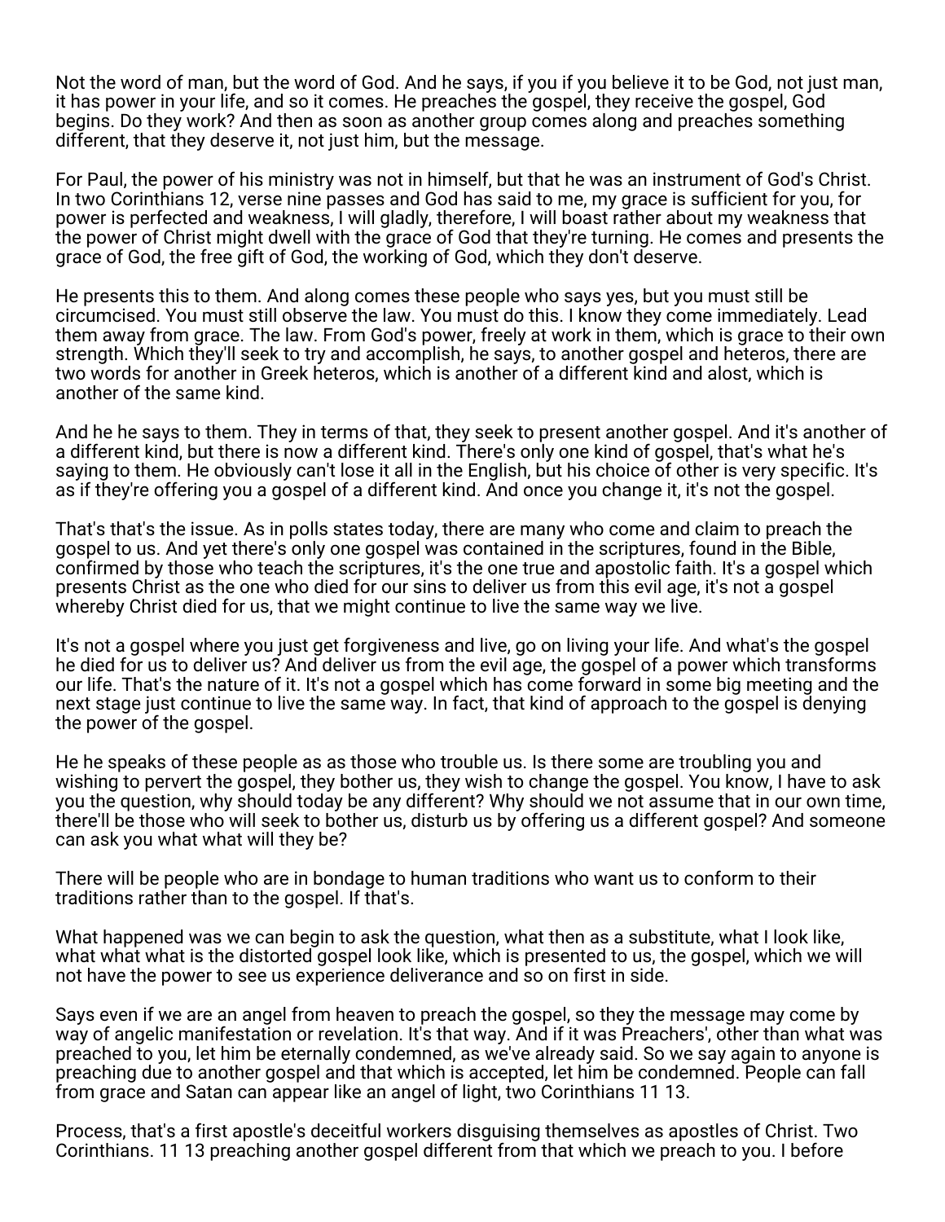Not the word of man, but the word of God. And he says, if you if you believe it to be God, not just man, it has power in your life, and so it comes. He preaches the gospel, they receive the gospel, God begins. Do they work? And then as soon as another group comes along and preaches something different, that they deserve it, not just him, but the message.

For Paul, the power of his ministry was not in himself, but that he was an instrument of God's Christ. In two Corinthians 12, verse nine passes and God has said to me, my grace is sufficient for you, for power is perfected and weakness, I will gladly, therefore, I will boast rather about my weakness that the power of Christ might dwell with the grace of God that they're turning. He comes and presents the grace of God, the free gift of God, the working of God, which they don't deserve.

He presents this to them. And along comes these people who says yes, but you must still be circumcised. You must still observe the law. You must do this. I know they come immediately. Lead them away from grace. The law. From God's power, freely at work in them, which is grace to their own strength. Which they'll seek to try and accomplish, he says, to another gospel and heteros, there are two words for another in Greek heteros, which is another of a different kind and alost, which is another of the same kind.

And he he says to them. They in terms of that, they seek to present another gospel. And it's another of a different kind, but there is now a different kind. There's only one kind of gospel, that's what he's saying to them. He obviously can't lose it all in the English, but his choice of other is very specific. It's as if they're offering you a gospel of a different kind. And once you change it, it's not the gospel.

That's that's the issue. As in polls states today, there are many who come and claim to preach the gospel to us. And yet there's only one gospel was contained in the scriptures, found in the Bible, confirmed by those who teach the scriptures, it's the one true and apostolic faith. It's a gospel which presents Christ as the one who died for our sins to deliver us from this evil age, it's not a gospel whereby Christ died for us, that we might continue to live the same way we live.

It's not a gospel where you just get forgiveness and live, go on living your life. And what's the gospel he died for us to deliver us? And deliver us from the evil age, the gospel of a power which transforms our life. That's the nature of it. It's not a gospel which has come forward in some big meeting and the next stage just continue to live the same way. In fact, that kind of approach to the gospel is denying the power of the gospel.

He he speaks of these people as as those who trouble us. Is there some are troubling you and wishing to pervert the gospel, they bother us, they wish to change the gospel. You know, I have to ask you the question, why should today be any different? Why should we not assume that in our own time, there'll be those who will seek to bother us, disturb us by offering us a different gospel? And someone can ask you what what will they be?

There will be people who are in bondage to human traditions who want us to conform to their traditions rather than to the gospel. If that's.

What happened was we can begin to ask the question, what then as a substitute, what I look like, what what what is the distorted gospel look like, which is presented to us, the gospel, which we will not have the power to see us experience deliverance and so on first in side.

Says even if we are an angel from heaven to preach the gospel, so they the message may come by way of angelic manifestation or revelation. It's that way. And if it was Preachers', other than what was preached to you, let him be eternally condemned, as we've already said. So we say again to anyone is preaching due to another gospel and that which is accepted, let him be condemned. People can fall from grace and Satan can appear like an angel of light, two Corinthians 11 13.

Process, that's a first apostle's deceitful workers disguising themselves as apostles of Christ. Two Corinthians. 11 13 preaching another gospel different from that which we preach to you. I before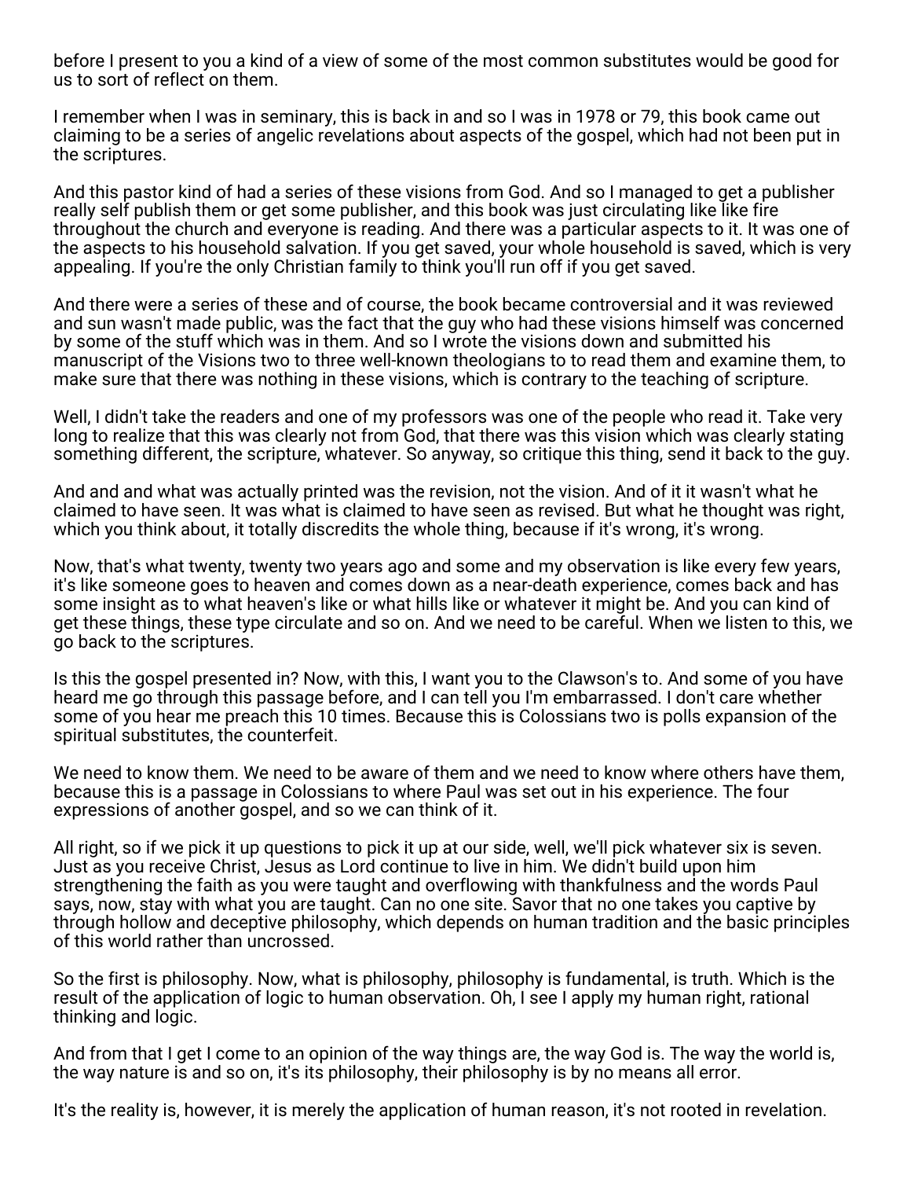before I present to you a kind of a view of some of the most common substitutes would be good for us to sort of reflect on them.

I remember when I was in seminary, this is back in and so I was in 1978 or 79, this book came out claiming to be a series of angelic revelations about aspects of the gospel, which had not been put in the scriptures.

And this pastor kind of had a series of these visions from God. And so I managed to get a publisher really self publish them or get some publisher, and this book was just circulating like like fire throughout the church and everyone is reading. And there was a particular aspects to it. It was one of the aspects to his household salvation. If you get saved, your whole household is saved, which is very appealing. If you're the only Christian family to think you'll run off if you get saved.

And there were a series of these and of course, the book became controversial and it was reviewed and sun wasn't made public, was the fact that the guy who had these visions himself was concerned by some of the stuff which was in them. And so I wrote the visions down and submitted his manuscript of the Visions two to three well-known theologians to to read them and examine them, to make sure that there was nothing in these visions, which is contrary to the teaching of scripture.

Well, I didn't take the readers and one of my professors was one of the people who read it. Take very long to realize that this was clearly not from God, that there was this vision which was clearly stating something different, the scripture, whatever. So anyway, so critique this thing, send it back to the guy.

And and and what was actually printed was the revision, not the vision. And of it it wasn't what he claimed to have seen. It was what is claimed to have seen as revised. But what he thought was right, which you think about, it totally discredits the whole thing, because if it's wrong, it's wrong.

Now, that's what twenty, twenty two years ago and some and my observation is like every few years, it's like someone goes to heaven and comes down as a near-death experience, comes back and has some insight as to what heaven's like or what hills like or whatever it might be. And you can kind of get these things, these type circulate and so on. And we need to be careful. When we listen to this, we go back to the scriptures.

Is this the gospel presented in? Now, with this, I want you to the Clawson's to. And some of you have heard me go through this passage before, and I can tell you I'm embarrassed. I don't care whether some of you hear me preach this 10 times. Because this is Colossians two is polls expansion of the spiritual substitutes, the counterfeit.

We need to know them. We need to be aware of them and we need to know where others have them, because this is a passage in Colossians to where Paul was set out in his experience. The four expressions of another gospel, and so we can think of it.

All right, so if we pick it up questions to pick it up at our side, well, we'll pick whatever six is seven. Just as you receive Christ, Jesus as Lord continue to live in him. We didn't build upon him strengthening the faith as you were taught and overflowing with thankfulness and the words Paul says, now, stay with what you are taught. Can no one site. Savor that no one takes you captive by through hollow and deceptive philosophy, which depends on human tradition and the basic principles of this world rather than uncrossed.

So the first is philosophy. Now, what is philosophy, philosophy is fundamental, is truth. Which is the result of the application of logic to human observation. Oh, I see I apply my human right, rational thinking and logic.

And from that I get I come to an opinion of the way things are, the way God is. The way the world is, the way nature is and so on, it's its philosophy, their philosophy is by no means all error.

It's the reality is, however, it is merely the application of human reason, it's not rooted in revelation.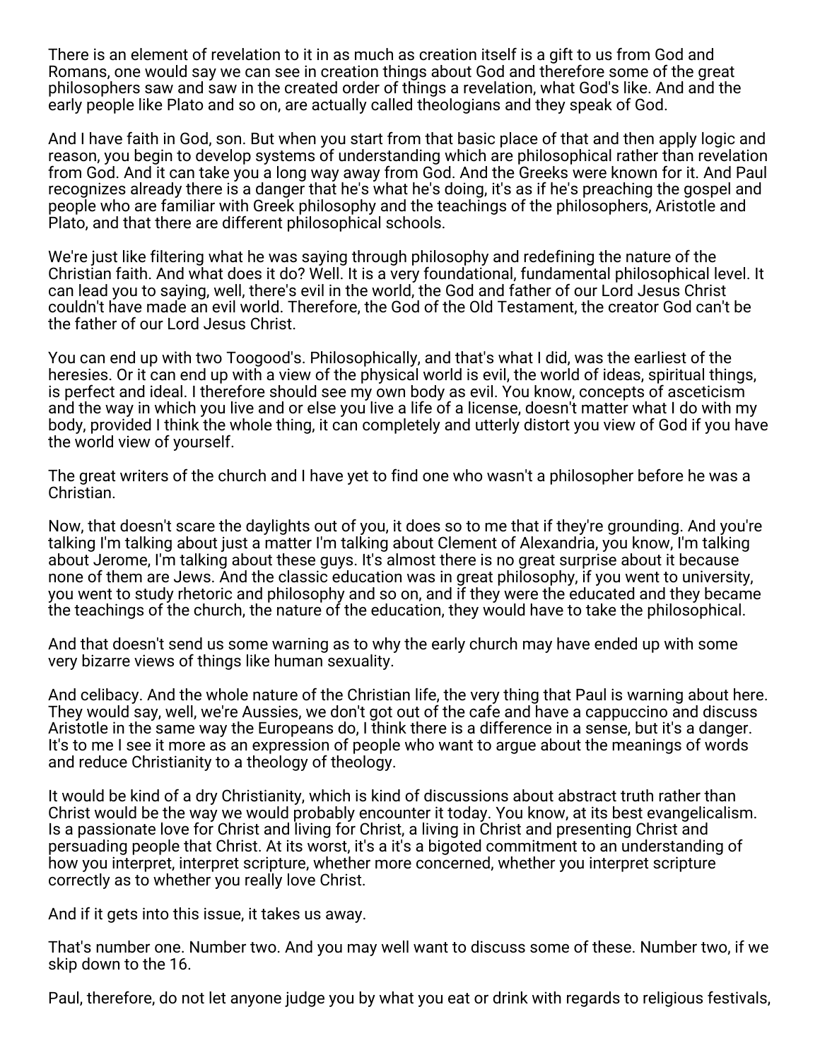There is an element of revelation to it in as much as creation itself is a gift to us from God and Romans, one would say we can see in creation things about God and therefore some of the great philosophers saw and saw in the created order of things a revelation, what God's like. And and the early people like Plato and so on, are actually called theologians and they speak of God.

And I have faith in God, son. But when you start from that basic place of that and then apply logic and reason, you begin to develop systems of understanding which are philosophical rather than revelation from God. And it can take you a long way away from God. And the Greeks were known for it. And Paul recognizes already there is a danger that he's what he's doing, it's as if he's preaching the gospel and people who are familiar with Greek philosophy and the teachings of the philosophers, Aristotle and Plato, and that there are different philosophical schools.

We're just like filtering what he was saying through philosophy and redefining the nature of the Christian faith. And what does it do? Well. It is a very foundational, fundamental philosophical level. It can lead you to saying, well, there's evil in the world, the God and father of our Lord Jesus Christ couldn't have made an evil world. Therefore, the God of the Old Testament, the creator God can't be the father of our Lord Jesus Christ.

You can end up with two Toogood's. Philosophically, and that's what I did, was the earliest of the heresies. Or it can end up with a view of the physical world is evil, the world of ideas, spiritual things, is perfect and ideal. I therefore should see my own body as evil. You know, concepts of asceticism and the way in which you live and or else you live a life of a license, doesn't matter what I do with my body, provided I think the whole thing, it can completely and utterly distort you view of God if you have the world view of yourself.

The great writers of the church and I have yet to find one who wasn't a philosopher before he was a Christian.

Now, that doesn't scare the daylights out of you, it does so to me that if they're grounding. And you're talking I'm talking about just a matter I'm talking about Clement of Alexandria, you know, I'm talking about Jerome, I'm talking about these guys. It's almost there is no great surprise about it because none of them are Jews. And the classic education was in great philosophy, if you went to university, you went to study rhetoric and philosophy and so on, and if they were the educated and they became the teachings of the church, the nature of the education, they would have to take the philosophical.

And that doesn't send us some warning as to why the early church may have ended up with some very bizarre views of things like human sexuality.

And celibacy. And the whole nature of the Christian life, the very thing that Paul is warning about here. They would say, well, we're Aussies, we don't got out of the cafe and have a cappuccino and discuss Aristotle in the same way the Europeans do, I think there is a difference in a sense, but it's a danger. It's to me I see it more as an expression of people who want to argue about the meanings of words and reduce Christianity to a theology of theology.

It would be kind of a dry Christianity, which is kind of discussions about abstract truth rather than Christ would be the way we would probably encounter it today. You know, at its best evangelicalism. Is a passionate love for Christ and living for Christ, a living in Christ and presenting Christ and persuading people that Christ. At its worst, it's a it's a bigoted commitment to an understanding of how you interpret, interpret scripture, whether more concerned, whether you interpret scripture correctly as to whether you really love Christ.

And if it gets into this issue, it takes us away.

That's number one. Number two. And you may well want to discuss some of these. Number two, if we skip down to the 16.

Paul, therefore, do not let anyone judge you by what you eat or drink with regards to religious festivals,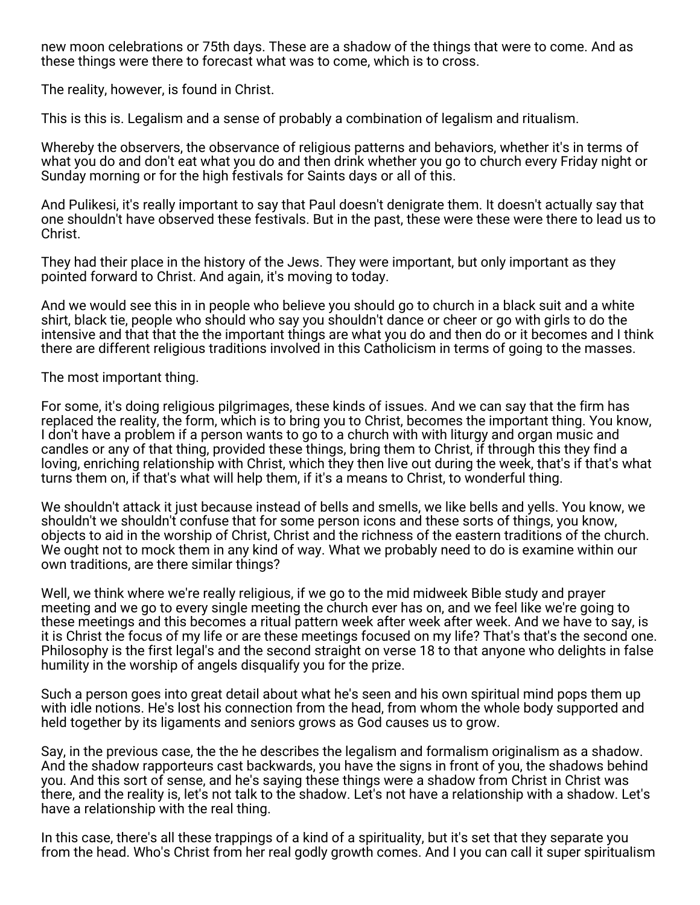new moon celebrations or 75th days. These are a shadow of the things that were to come. And as these things were there to forecast what was to come, which is to cross.

The reality, however, is found in Christ.

This is this is. Legalism and a sense of probably a combination of legalism and ritualism.

Whereby the observers, the observance of religious patterns and behaviors, whether it's in terms of what you do and don't eat what you do and then drink whether you go to church every Friday night or Sunday morning or for the high festivals for Saints days or all of this.

And Pulikesi, it's really important to say that Paul doesn't denigrate them. It doesn't actually say that one shouldn't have observed these festivals. But in the past, these were these were there to lead us to Christ.

They had their place in the history of the Jews. They were important, but only important as they pointed forward to Christ. And again, it's moving to today.

And we would see this in in people who believe you should go to church in a black suit and a white shirt, black tie, people who should who say you shouldn't dance or cheer or go with girls to do the intensive and that that the the important things are what you do and then do or it becomes and I think there are different religious traditions involved in this Catholicism in terms of going to the masses.

The most important thing.

For some, it's doing religious pilgrimages, these kinds of issues. And we can say that the firm has replaced the reality, the form, which is to bring you to Christ, becomes the important thing. You know, I don't have a problem if a person wants to go to a church with with liturgy and organ music and candles or any of that thing, provided these things, bring them to Christ, if through this they find a loving, enriching relationship with Christ, which they then live out during the week, that's if that's what turns them on, if that's what will help them, if it's a means to Christ, to wonderful thing.

We shouldn't attack it just because instead of bells and smells, we like bells and yells. You know, we shouldn't we shouldn't confuse that for some person icons and these sorts of things, you know, objects to aid in the worship of Christ, Christ and the richness of the eastern traditions of the church. We ought not to mock them in any kind of way. What we probably need to do is examine within our own traditions, are there similar things?

Well, we think where we're really religious, if we go to the mid midweek Bible study and prayer meeting and we go to every single meeting the church ever has on, and we feel like we're going to these meetings and this becomes a ritual pattern week after week after week. And we have to say, is it is Christ the focus of my life or are these meetings focused on my life? That's that's the second one. Philosophy is the first legal's and the second straight on verse 18 to that anyone who delights in false humility in the worship of angels disqualify you for the prize.

Such a person goes into great detail about what he's seen and his own spiritual mind pops them up with idle notions. He's lost his connection from the head, from whom the whole body supported and held together by its ligaments and seniors grows as God causes us to grow.

Say, in the previous case, the the he describes the legalism and formalism originalism as a shadow. And the shadow rapporteurs cast backwards, you have the signs in front of you, the shadows behind you. And this sort of sense, and he's saying these things were a shadow from Christ in Christ was there, and the reality is, let's not talk to the shadow. Let's not have a relationship with a shadow. Let's have a relationship with the real thing.

In this case, there's all these trappings of a kind of a spirituality, but it's set that they separate you from the head. Who's Christ from her real godly growth comes. And I you can call it super spiritualism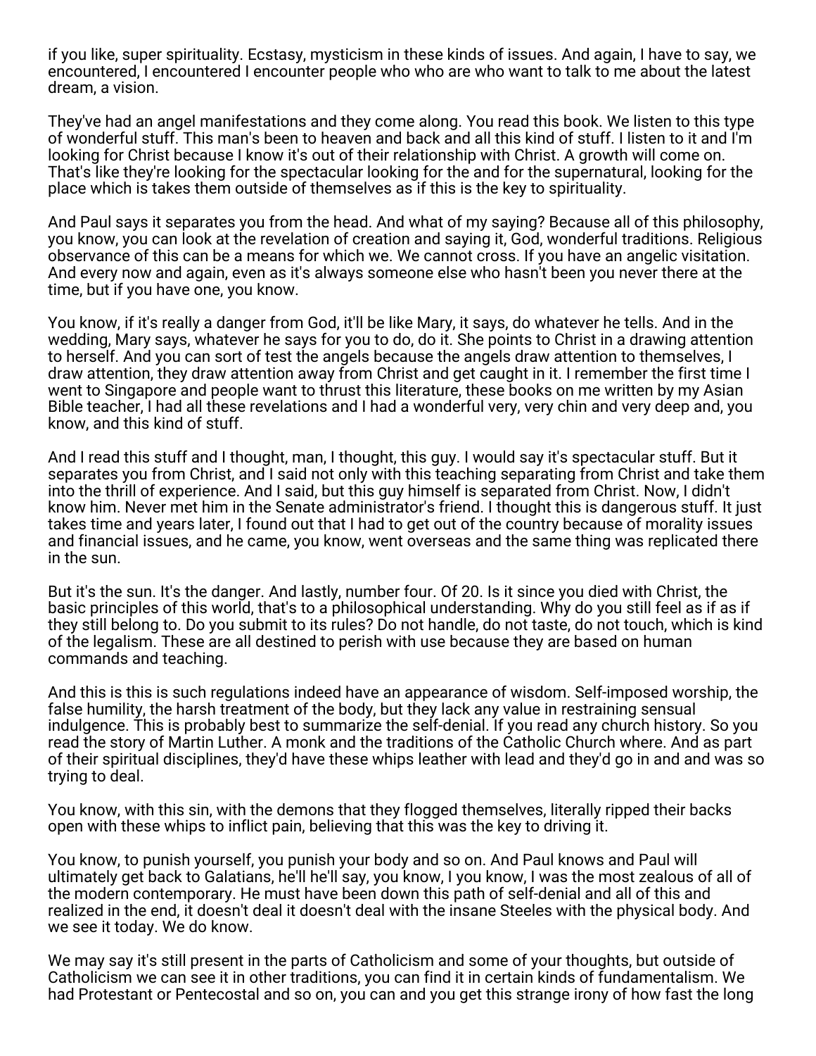if you like, super spirituality. Ecstasy, mysticism in these kinds of issues. And again, I have to say, we encountered, I encountered I encounter people who who are who want to talk to me about the latest dream, a vision.

They've had an angel manifestations and they come along. You read this book. We listen to this type of wonderful stuff. This man's been to heaven and back and all this kind of stuff. I listen to it and I'm looking for Christ because I know it's out of their relationship with Christ. A growth will come on. That's like they're looking for the spectacular looking for the and for the supernatural, looking for the place which is takes them outside of themselves as if this is the key to spirituality.

And Paul says it separates you from the head. And what of my saying? Because all of this philosophy, you know, you can look at the revelation of creation and saying it, God, wonderful traditions. Religious observance of this can be a means for which we. We cannot cross. If you have an angelic visitation. And every now and again, even as it's always someone else who hasn't been you never there at the time, but if you have one, you know.

You know, if it's really a danger from God, it'll be like Mary, it says, do whatever he tells. And in the wedding, Mary says, whatever he says for you to do, do it. She points to Christ in a drawing attention to herself. And you can sort of test the angels because the angels draw attention to themselves, I draw attention, they draw attention away from Christ and get caught in it. I remember the first time I went to Singapore and people want to thrust this literature, these books on me written by my Asian Bible teacher, I had all these revelations and I had a wonderful very, very chin and very deep and, you know, and this kind of stuff.

And I read this stuff and I thought, man, I thought, this guy. I would say it's spectacular stuff. But it separates you from Christ, and I said not only with this teaching separating from Christ and take them into the thrill of experience. And I said, but this guy himself is separated from Christ. Now, I didn't know him. Never met him in the Senate administrator's friend. I thought this is dangerous stuff. It just takes time and years later, I found out that I had to get out of the country because of morality issues and financial issues, and he came, you know, went overseas and the same thing was replicated there in the sun.

But it's the sun. It's the danger. And lastly, number four. Of 20. Is it since you died with Christ, the basic principles of this world, that's to a philosophical understanding. Why do you still feel as if as if they still belong to. Do you submit to its rules? Do not handle, do not taste, do not touch, which is kind of the legalism. These are all destined to perish with use because they are based on human commands and teaching.

And this is this is such regulations indeed have an appearance of wisdom. Self-imposed worship, the false humility, the harsh treatment of the body, but they lack any value in restraining sensual indulgence. This is probably best to summarize the self-denial. If you read any church history. So you read the story of Martin Luther. A monk and the traditions of the Catholic Church where. And as part of their spiritual disciplines, they'd have these whips leather with lead and they'd go in and and was so trying to deal.

You know, with this sin, with the demons that they flogged themselves, literally ripped their backs open with these whips to inflict pain, believing that this was the key to driving it.

You know, to punish yourself, you punish your body and so on. And Paul knows and Paul will ultimately get back to Galatians, he'll he'll say, you know, I you know, I was the most zealous of all of the modern contemporary. He must have been down this path of self-denial and all of this and realized in the end, it doesn't deal it doesn't deal with the insane Steeles with the physical body. And we see it today. We do know.

We may say it's still present in the parts of Catholicism and some of your thoughts, but outside of Catholicism we can see it in other traditions, you can find it in certain kinds of fundamentalism. We had Protestant or Pentecostal and so on, you can and you get this strange irony of how fast the long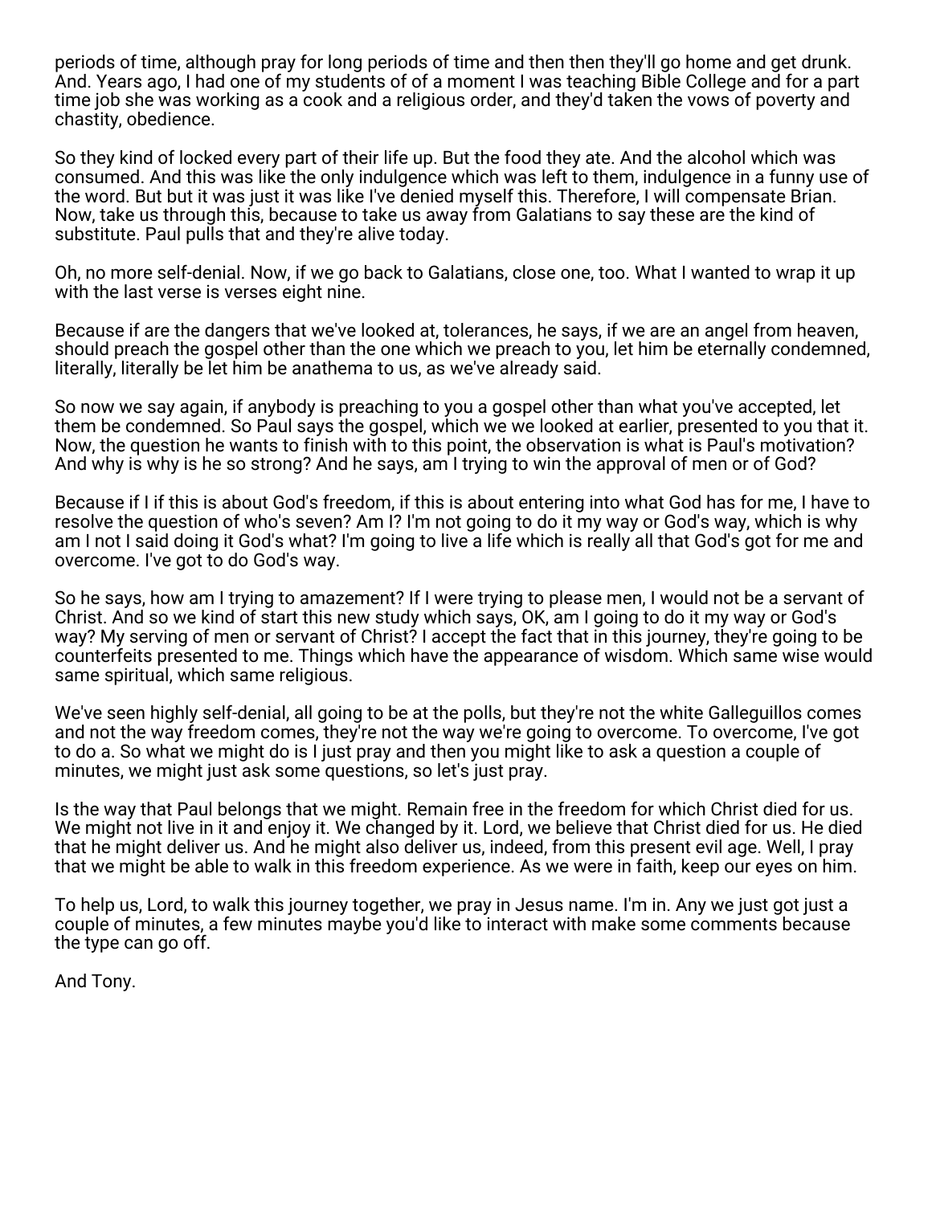periods of time, although pray for long periods of time and then then they'll go home and get drunk. And. Years ago, I had one of my students of of a moment I was teaching Bible College and for a part time job she was working as a cook and a religious order, and they'd taken the vows of poverty and chastity, obedience.

So they kind of locked every part of their life up. But the food they ate. And the alcohol which was consumed. And this was like the only indulgence which was left to them, indulgence in a funny use of the word. But but it was just it was like I've denied myself this. Therefore, I will compensate Brian. Now, take us through this, because to take us away from Galatians to say these are the kind of substitute. Paul pulls that and they're alive today.

Oh, no more self-denial. Now, if we go back to Galatians, close one, too. What I wanted to wrap it up with the last verse is verses eight nine.

Because if are the dangers that we've looked at, tolerances, he says, if we are an angel from heaven, should preach the gospel other than the one which we preach to you, let him be eternally condemned, literally, literally be let him be anathema to us, as we've already said.

So now we say again, if anybody is preaching to you a gospel other than what you've accepted, let them be condemned. So Paul says the gospel, which we we looked at earlier, presented to you that it. Now, the question he wants to finish with to this point, the observation is what is Paul's motivation? And why is why is he so strong? And he says, am I trying to win the approval of men or of God?

Because if I if this is about God's freedom, if this is about entering into what God has for me, I have to resolve the question of who's seven? Am I? I'm not going to do it my way or God's way, which is why am I not I said doing it God's what? I'm going to live a life which is really all that God's got for me and overcome. I've got to do God's way.

So he says, how am I trying to amazement? If I were trying to please men, I would not be a servant of Christ. And so we kind of start this new study which says, OK, am I going to do it my way or God's way? My serving of men or servant of Christ? I accept the fact that in this journey, they're going to be counterfeits presented to me. Things which have the appearance of wisdom. Which same wise would same spiritual, which same religious.

We've seen highly self-denial, all going to be at the polls, but they're not the white Galleguillos comes and not the way freedom comes, they're not the way we're going to overcome. To overcome, I've got to do a. So what we might do is I just pray and then you might like to ask a question a couple of minutes, we might just ask some questions, so let's just pray.

Is the way that Paul belongs that we might. Remain free in the freedom for which Christ died for us. We might not live in it and enjoy it. We changed by it. Lord, we believe that Christ died for us. He died that he might deliver us. And he might also deliver us, indeed, from this present evil age. Well, I pray that we might be able to walk in this freedom experience. As we were in faith, keep our eyes on him.

To help us, Lord, to walk this journey together, we pray in Jesus name. I'm in. Any we just got just a couple of minutes, a few minutes maybe you'd like to interact with make some comments because the type can go off.

And Tony.